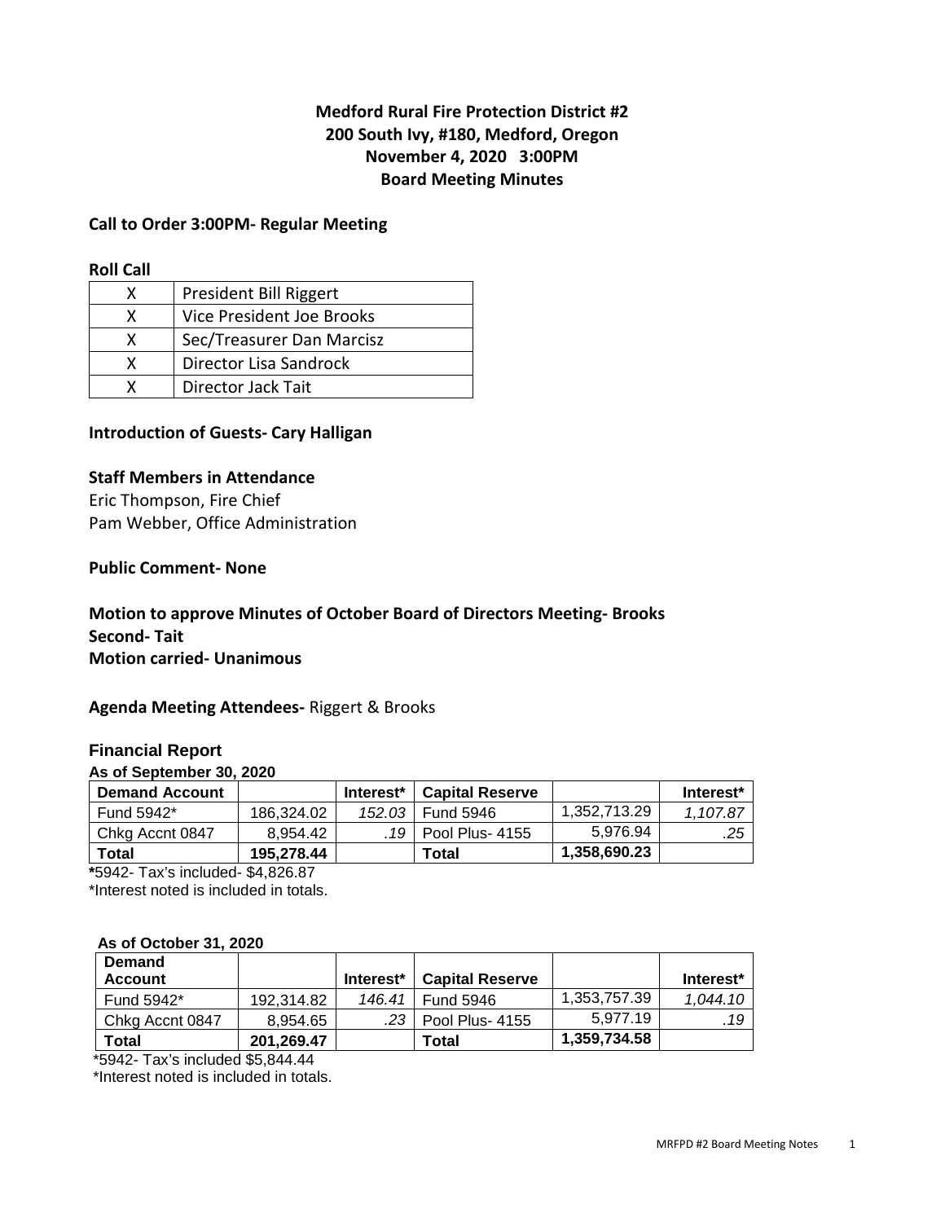# Medford Rural Fire Protection District #2
## 200 South Ivy, #180, Medford, Oregon
## November 4, 2020 3:00PM
## Board Meeting Minutes

**Call to Order 3:00PM- Regular Meeting**

**Roll Call**

| | |
|---|---|
| X | President Bill Riggert |
| X | Vice President Joe Brooks |
| X | Sec/Treasurer Dan Marcisz |
| X | Director Lisa Sandrock |
| X | Director Jack Tait |

**Introduction of Guests- Cary Halligan**

**Staff Members in Attendance**

Eric Thompson, Fire Chief
Pam Webber, Office Administration

**Public Comment- None**

**Motion to approve Minutes of October Board of Directors Meeting- Brooks**
**Second- Tait**
**Motion carried- Unanimous**

**Agenda Meeting Attendees-** Riggert & Brooks

**Financial Report**

**As of September 30, 2020**

| Demand Account | | Interest* | Capital Reserve | | Interest* |
|---|---|---|---|---|---|
| Fund 5942* | 186,324.02 | *152.03* | Fund 5946 | 1,352,713.29 | *1,107.87* |
| Chkg Accnt 0847 | 8,954.42 | *.19* | Pool Plus- 4155 | 5,976.94 | *.25* |
| **Total** | **195,278.44** | | **Total** | **1,358,690.23** | |

***5942- Tax's included- $4,826.87**
*Interest noted is included in totals.

**As of October 31, 2020**

| Demand Account | | Interest* | Capital Reserve | | Interest* |
|---|---|---|---|---|---|
| Fund 5942* | 192,314.82 | *146.41* | Fund 5946 | 1,353,757.39 | *1,044.10* |
| Chkg Accnt 0847 | 8,954.65 | .23 | Pool Plus- 4155 | 5,977.19 | *.19* |
| **Total** | **201,269.47** | | **Total** | **1,359,734.58** | |

*5942- Tax's included $5,844.44
*Interest noted is included in totals.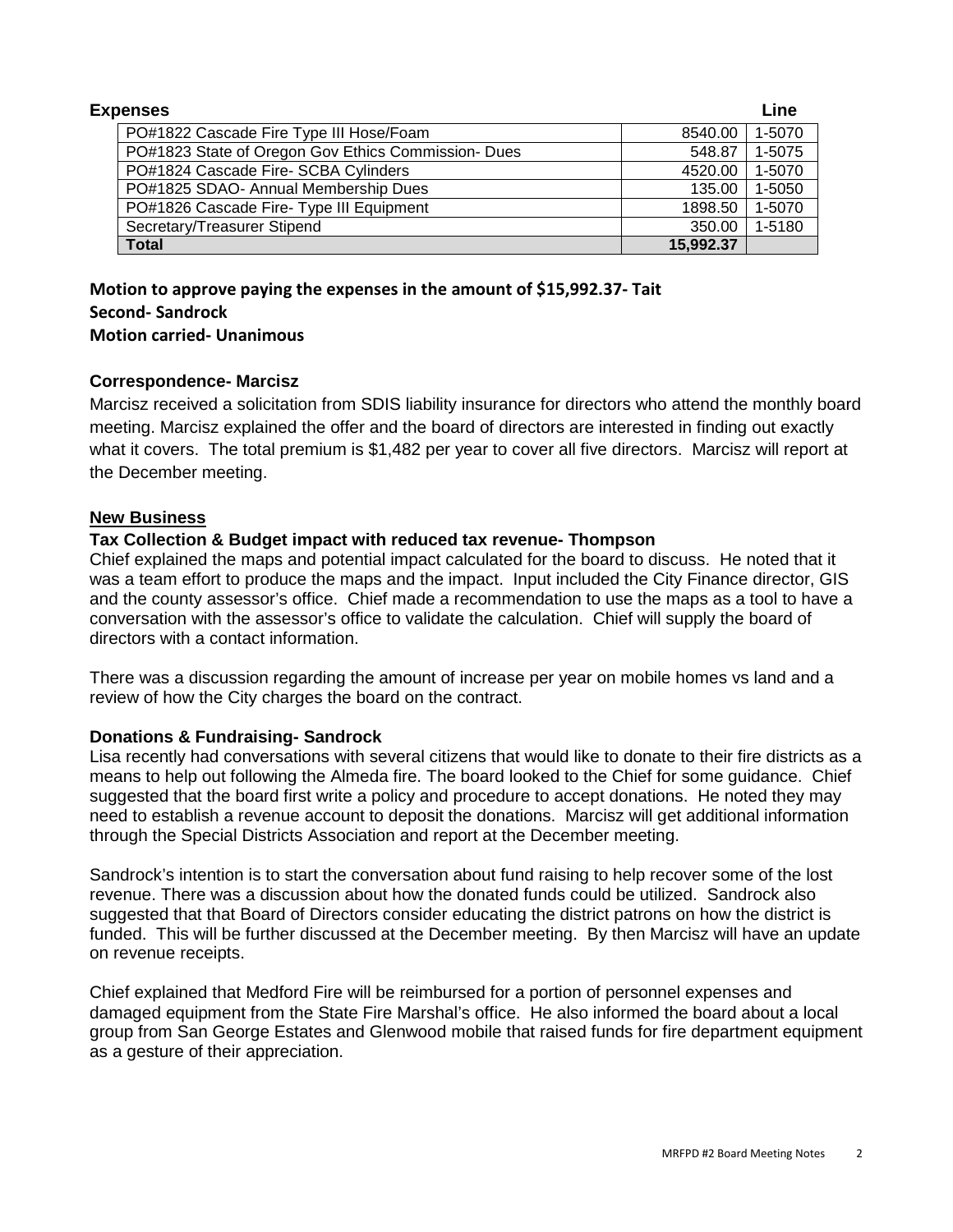**Expenses**

| | | Line |
|---|---|---|
| PO#1822 Cascade Fire Type III Hose/Foam | 8540.00 | 1-5070 |
| PO#1823 State of Oregon Gov Ethics Commission- Dues | 548.87 | 1-5075 |
| PO#1824 Cascade Fire- SCBA Cylinders | 4520.00 | 1-5070 |
| PO#1825 SDAO- Annual Membership Dues | 135.00 | 1-5050 |
| PO#1826 Cascade Fire- Type III Equipment | 1898.50 | 1-5070 |
| Secretary/Treasurer Stipend | 350.00 | 1-5180 |
| **Total** | **15,992.37** | |

**Motion to approve paying the expenses in the amount of $15,992.37- Tait**
**Second- Sandrock**
**Motion carried- Unanimous**

**Correspondence- Marcisz**

Marcisz received a solicitation from SDIS liability insurance for directors who attend the monthly board meeting. Marcisz explained the offer and the board of directors are interested in finding out exactly what it covers. The total premium is $1,482 per year to cover all five directors. Marcisz will report at the December meeting.

## New Business

**Tax Collection & Budget impact with reduced tax revenue- Thompson**

Chief explained the maps and potential impact calculated for the board to discuss. He noted that it was a team effort to produce the maps and the impact. Input included the City Finance director, GIS and the county assessor's office. Chief made a recommendation to use the maps as a tool to have a conversation with the assessor's office to validate the calculation. Chief will supply the board of directors with a contact information.

There was a discussion regarding the amount of increase per year on mobile homes vs land and a review of how the City charges the board on the contract.

**Donations & Fundraising- Sandrock**

Lisa recently had conversations with several citizens that would like to donate to their fire districts as a means to help out following the Almeda fire. The board looked to the Chief for some guidance. Chief suggested that the board first write a policy and procedure to accept donations. He noted they may need to establish a revenue account to deposit the donations. Marcisz will get additional information through the Special Districts Association and report at the December meeting.

Sandrock's intention is to start the conversation about fund raising to help recover some of the lost revenue. There was a discussion about how the donated funds could be utilized. Sandrock also suggested that that Board of Directors consider educating the district patrons on how the district is funded. This will be further discussed at the December meeting. By then Marcisz will have an update on revenue receipts.

Chief explained that Medford Fire will be reimbursed for a portion of personnel expenses and damaged equipment from the State Fire Marshal's office. He also informed the board about a local group from San George Estates and Glenwood mobile that raised funds for fire department equipment as a gesture of their appreciation.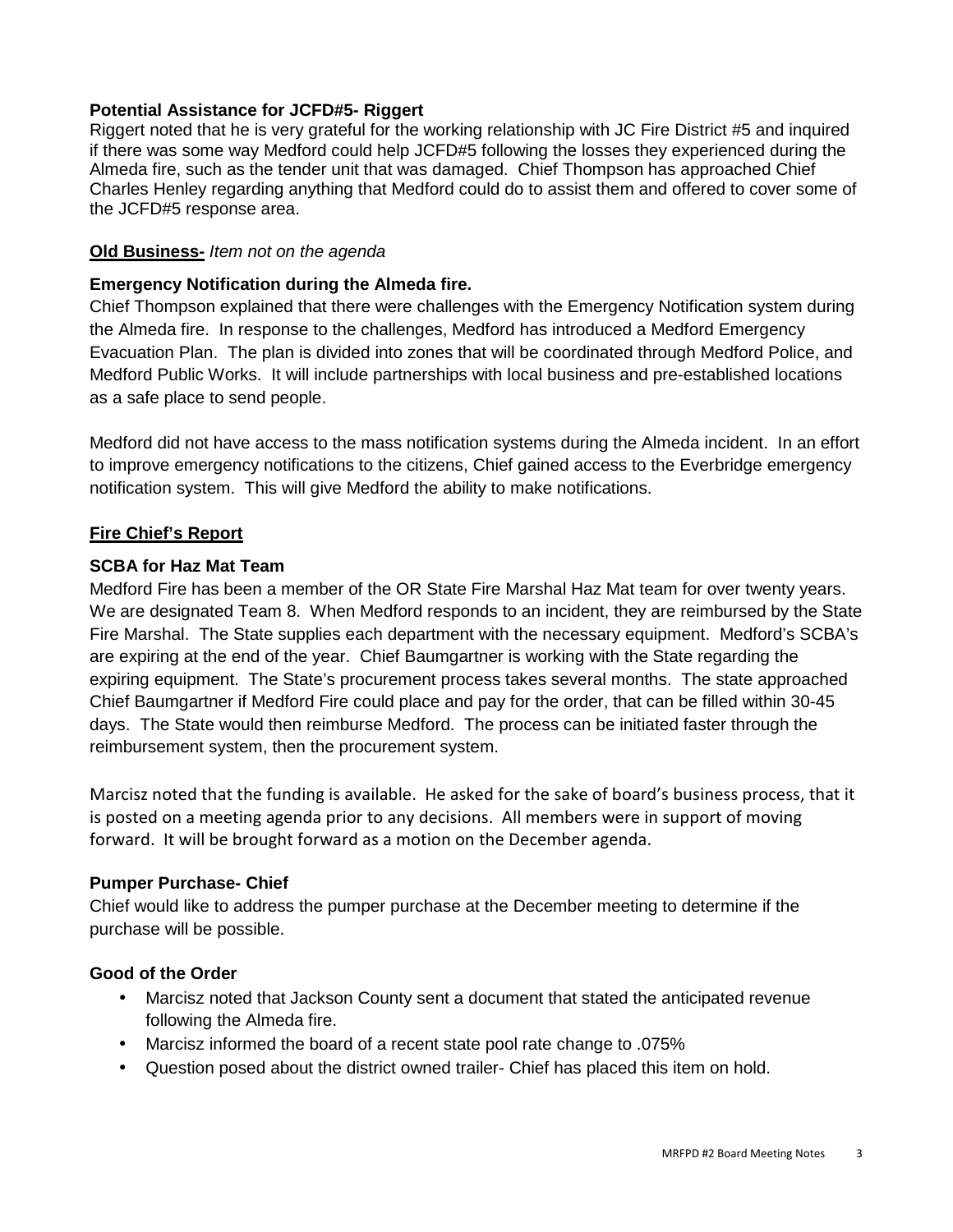**Potential Assistance for JCFD#5- Riggert**

Riggert noted that he is very grateful for the working relationship with JC Fire District #5 and inquired if there was some way Medford could help JCFD#5 following the losses they experienced during the Almeda fire, such as the tender unit that was damaged. Chief Thompson has approached Chief Charles Henley regarding anything that Medford could do to assist them and offered to cover some of the JCFD#5 response area.

**Old Business-** *Item not on the agenda*

**Emergency Notification during the Almeda fire.**

Chief Thompson explained that there were challenges with the Emergency Notification system during the Almeda fire. In response to the challenges, Medford has introduced a Medford Emergency Evacuation Plan. The plan is divided into zones that will be coordinated through Medford Police, and Medford Public Works. It will include partnerships with local business and pre-established locations as a safe place to send people.

Medford did not have access to the mass notification systems during the Almeda incident. In an effort to improve emergency notifications to the citizens, Chief gained access to the Everbridge emergency notification system. This will give Medford the ability to make notifications.

**Fire Chief's Report**

**SCBA for Haz Mat Team**

Medford Fire has been a member of the OR State Fire Marshal Haz Mat team for over twenty years. We are designated Team 8. When Medford responds to an incident, they are reimbursed by the State Fire Marshal. The State supplies each department with the necessary equipment. Medford's SCBA's are expiring at the end of the year. Chief Baumgartner is working with the State regarding the expiring equipment. The State's procurement process takes several months. The state approached Chief Baumgartner if Medford Fire could place and pay for the order, that can be filled within 30-45 days. The State would then reimburse Medford. The process can be initiated faster through the reimbursement system, then the procurement system.

Marcisz noted that the funding is available. He asked for the sake of board's business process, that it is posted on a meeting agenda prior to any decisions. All members were in support of moving forward. It will be brought forward as a motion on the December agenda.

**Pumper Purchase- Chief**

Chief would like to address the pumper purchase at the December meeting to determine if the purchase will be possible.

**Good of the Order**

- Marcisz noted that Jackson County sent a document that stated the anticipated revenue following the Almeda fire.
- Marcisz informed the board of a recent state pool rate change to .075%
- Question posed about the district owned trailer- Chief has placed this item on hold.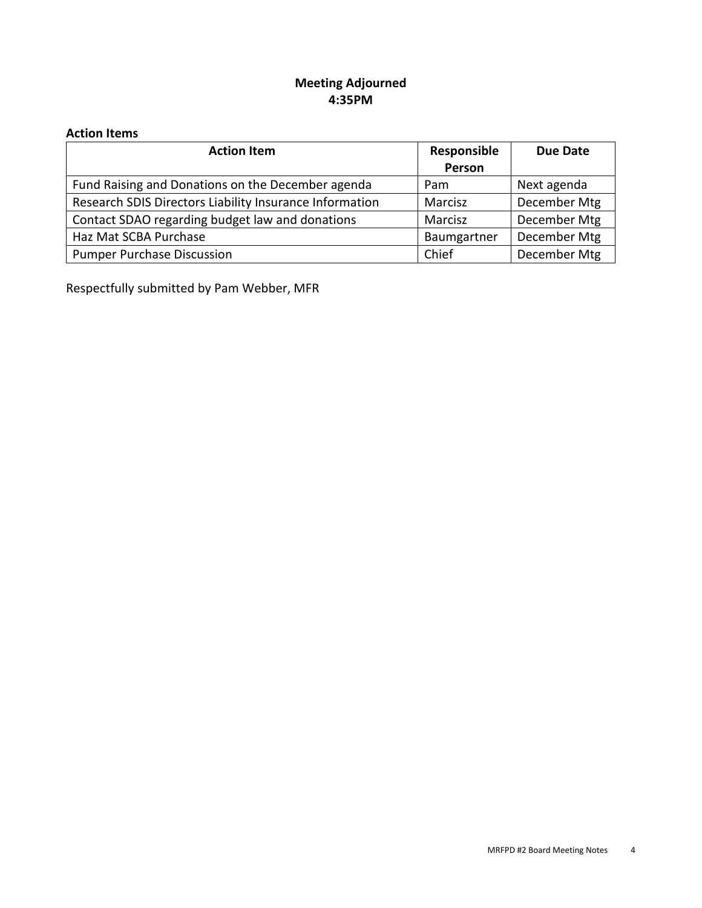**Meeting Adjourned**
**4:35PM**

**Action Items**

| Action Item | Responsible Person | Due Date |
|---|---|---|
| Fund Raising and Donations on the December agenda | Pam | Next agenda |
| Research SDIS Directors Liability Insurance Information | Marcisz | December Mtg |
| Contact SDAO regarding budget law and donations | Marcisz | December Mtg |
| Haz Mat SCBA Purchase | Baumgartner | December Mtg |
| Pumper Purchase Discussion | Chief | December Mtg |

Respectfully submitted by Pam Webber, MFR